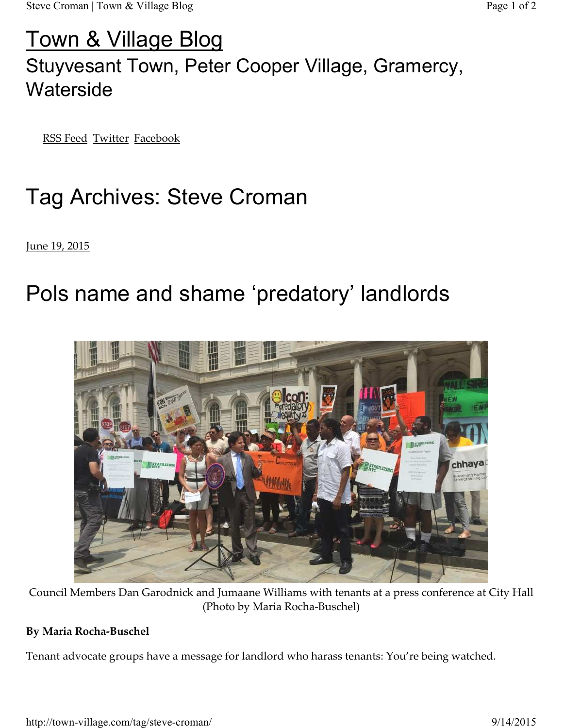# Town & Village Blog

## Stuyvesant Town, Peter Cooper Village, Gramercy, Waterside

RSS Feed Twitter Facebook

# Tag Archives: Steve Croman

June 19, 2015

# Pols name and shame 'predatory' landlords

Council Members Dan Garodnick and Jumaane Williams with tenants at a press conference at City Hall (Photo by Maria Rocha-Buschel)

**By Maria Rocha-Buschel**

Tenant advocate groups have a message for landlord who harass tenants: You're being watched.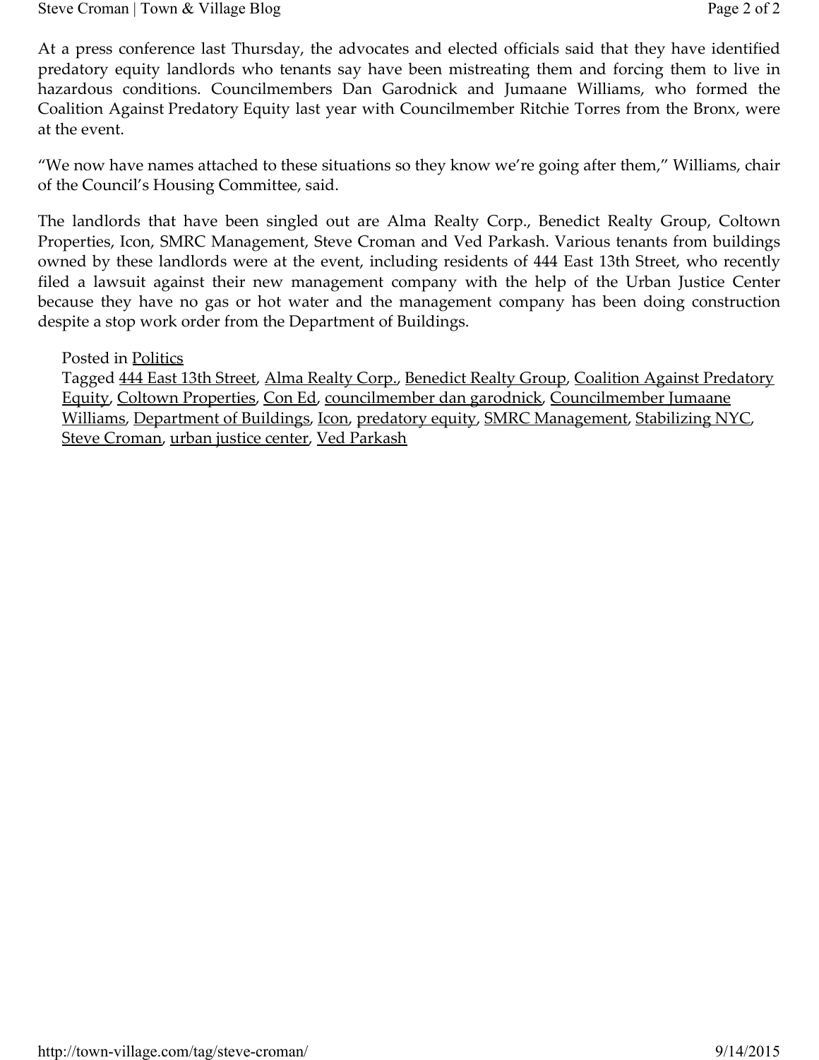At a press conference last Thursday, the advocates and elected officials said that they have identified predatory equity landlords who tenants say have been mistreating them and forcing them to live in hazardous conditions. Councilmembers Dan Garodnick and Jumaane Williams, who formed the Coalition Against Predatory Equity last year with Councilmember Ritchie Torres from the Bronx, were at the event.

"We now have names attached to these situations so they know we're going after them," Williams, chair of the Council's Housing Committee, said.

The landlords that have been singled out are Alma Realty Corp., Benedict Realty Group, Coltown Properties, Icon, SMRC Management, Steve Croman and Ved Parkash. Various tenants from buildings owned by these landlords were at the event, including residents of 444 East 13th Street, who recently filed a lawsuit against their new management company with the help of the Urban Justice Center because they have no gas or hot water and the management company has been doing construction despite a stop work order from the Department of Buildings.

Posted in Politics
Tagged 444 East 13th Street, Alma Realty Corp., Benedict Realty Group, Coalition Against Predatory Equity, Coltown Properties, Con Ed, councilmember dan garodnick, Councilmember Jumaane Williams, Department of Buildings, Icon, predatory equity, SMRC Management, Stabilizing NYC, Steve Croman, urban justice center, Ved Parkash